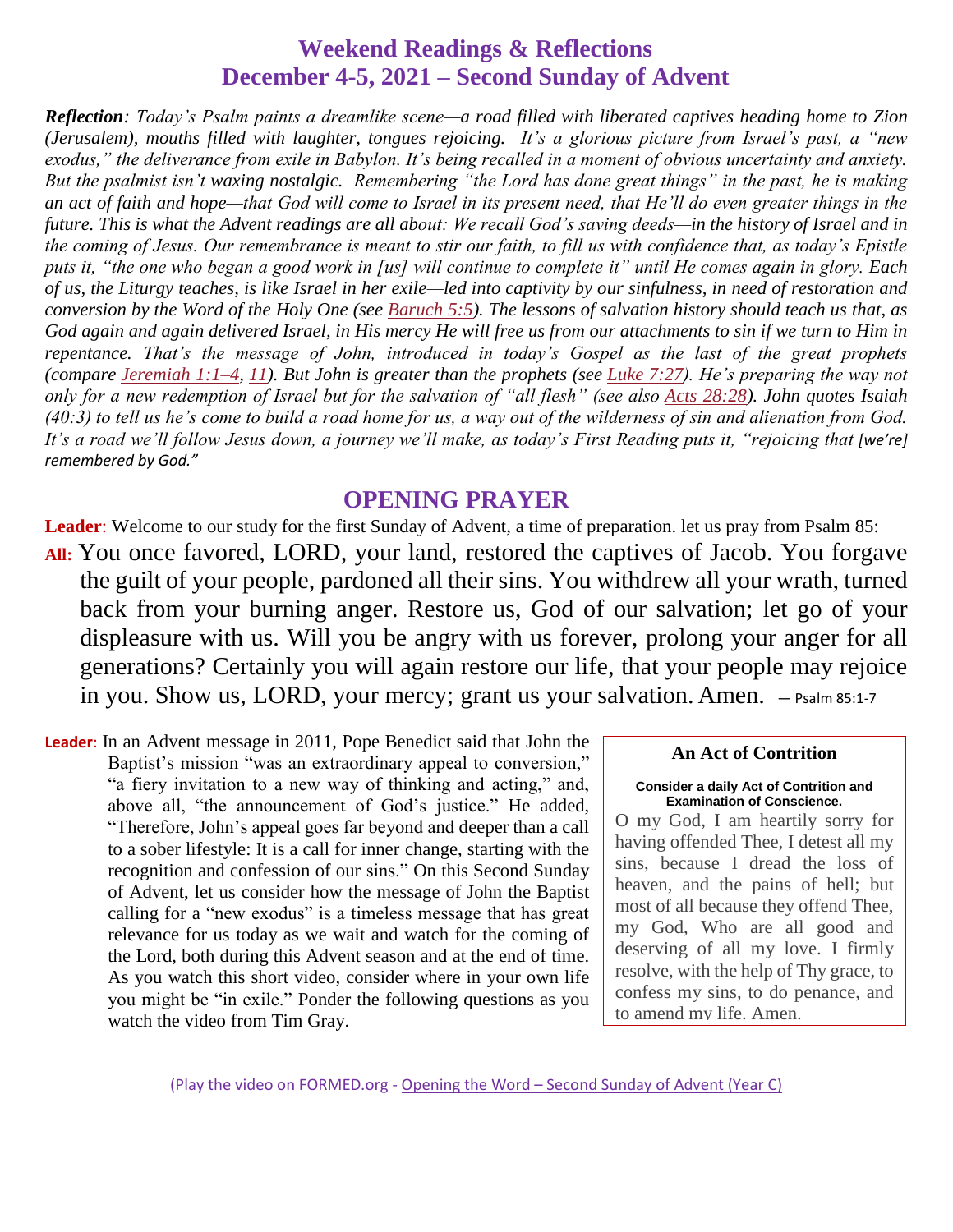# Weekend Readings & Reflections
## December 4-5, 2021 – Second Sunday of Advent

***Reflection**: Today's Psalm paints a dreamlike scene—a road filled with liberated captives heading home to Zion (Jerusalem), mouths filled with laughter, tongues rejoicing. It's a glorious picture from Israel's past, a "new exodus," the deliverance from exile in Babylon. It's being recalled in a moment of obvious uncertainty and anxiety. But the psalmist isn't waxing nostalgic. Remembering "the Lord has done great things" in the past, he is making an act of faith and hope—that God will come to Israel in its present need, that He'll do even greater things in the future. This is what the Advent readings are all about: We recall God's saving deeds—in the history of Israel and in the coming of Jesus. Our remembrance is meant to stir our faith, to fill us with confidence that, as today's Epistle puts it, "the one who began a good work in [us] will continue to complete it" until He comes again in glory. Each of us, the Liturgy teaches, is like Israel in her exile—led into captivity by our sinfulness, in need of restoration and conversion by the Word of the Holy One (see Baruch 5:5). The lessons of salvation history should teach us that, as God again and again delivered Israel, in His mercy He will free us from our attachments to sin if we turn to Him in repentance. That's the message of John, introduced in today's Gospel as the last of the great prophets (compare Jeremiah 1:1–4, 11). But John is greater than the prophets (see Luke 7:27). He's preparing the way not only for a new redemption of Israel but for the salvation of "all flesh" (see also Acts 28:28). John quotes Isaiah (40:3) to tell us he's come to build a road home for us, a way out of the wilderness of sin and alienation from God. It's a road we'll follow Jesus down, a journey we'll make, as today's First Reading puts it, "rejoicing that [we're] remembered by God."*

## OPENING PRAYER

**Leader**: Welcome to our study for the first Sunday of Advent, a time of preparation. let us pray from Psalm 85:

**All:** You once favored, LORD, your land, restored the captives of Jacob. You forgave the guilt of your people, pardoned all their sins. You withdrew all your wrath, turned back from your burning anger. Restore us, God of our salvation; let go of your displeasure with us. Will you be angry with us forever, prolong your anger for all generations? Certainly you will again restore our life, that your people may rejoice in you. Show us, LORD, your mercy; grant us your salvation. Amen. – Psalm 85:1-7

**Leader**: In an Advent message in 2011, Pope Benedict said that John the Baptist's mission "was an extraordinary appeal to conversion," "a fiery invitation to a new way of thinking and acting," and, above all, "the announcement of God's justice." He added, "Therefore, John's appeal goes far beyond and deeper than a call to a sober lifestyle: It is a call for inner change, starting with the recognition and confession of our sins." On this Second Sunday of Advent, let us consider how the message of John the Baptist calling for a "new exodus" is a timeless message that has great relevance for us today as we wait and watch for the coming of the Lord, both during this Advent season and at the end of time. As you watch this short video, consider where in your own life you might be "in exile." Ponder the following questions as you watch the video from Tim Gray.

**An Act of Contrition**

**Consider a daily Act of Contrition and Examination of Conscience.**

O my God, I am heartily sorry for having offended Thee, I detest all my sins, because I dread the loss of heaven, and the pains of hell; but most of all because they offend Thee, my God, Who are all good and deserving of all my love. I firmly resolve, with the help of Thy grace, to confess my sins, to do penance, and to amend my life. Amen.

(Play the video on FORMED.org - Opening the Word – Second Sunday of Advent (Year C)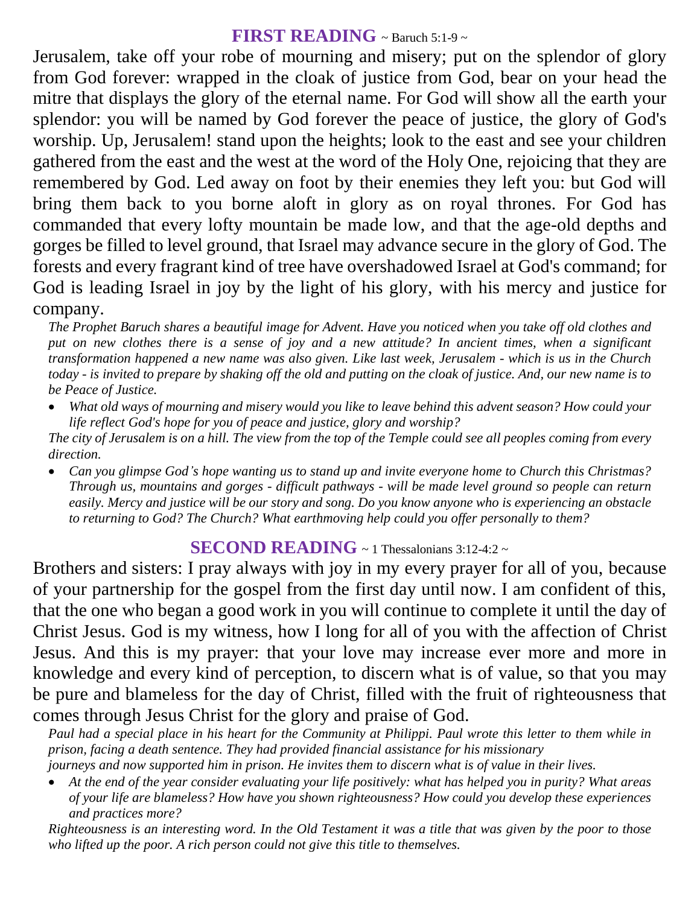## **FIRST READING** ~ Baruch 5:1-9 ~

Jerusalem, take off your robe of mourning and misery; put on the splendor of glory from God forever: wrapped in the cloak of justice from God, bear on your head the mitre that displays the glory of the eternal name. For God will show all the earth your splendor: you will be named by God forever the peace of justice, the glory of God's worship. Up, Jerusalem! stand upon the heights; look to the east and see your children gathered from the east and the west at the word of the Holy One, rejoicing that they are remembered by God. Led away on foot by their enemies they left you: but God will bring them back to you borne aloft in glory as on royal thrones. For God has commanded that every lofty mountain be made low, and that the age-old depths and gorges be filled to level ground, that Israel may advance secure in the glory of God. The forests and every fragrant kind of tree have overshadowed Israel at God's command; for God is leading Israel in joy by the light of his glory, with his mercy and justice for company.

*The Prophet Baruch shares a beautiful image for Advent. Have you noticed when you take off old clothes and put on new clothes there is a sense of joy and a new attitude? In ancient times, when a significant transformation happened a new name was also given. Like last week, Jerusalem - which is us in the Church today - is invited to prepare by shaking off the old and putting on the cloak of justice. And, our new name is to be Peace of Justice.*

- *What old ways of mourning and misery would you like to leave behind this advent season? How could your life reflect God's hope for you of peace and justice, glory and worship?*

*The city of Jerusalem is on a hill. The view from the top of the Temple could see all peoples coming from every direction.*

- *Can you glimpse God's hope wanting us to stand up and invite everyone home to Church this Christmas? Through us, mountains and gorges - difficult pathways - will be made level ground so people can return easily. Mercy and justice will be our story and song. Do you know anyone who is experiencing an obstacle to returning to God? The Church? What earthmoving help could you offer personally to them?*

## **SECOND READING** ~ 1 Thessalonians 3:12-4:2 ~

Brothers and sisters: I pray always with joy in my every prayer for all of you, because of your partnership for the gospel from the first day until now. I am confident of this, that the one who began a good work in you will continue to complete it until the day of Christ Jesus. God is my witness, how I long for all of you with the affection of Christ Jesus. And this is my prayer: that your love may increase ever more and more in knowledge and every kind of perception, to discern what is of value, so that you may be pure and blameless for the day of Christ, filled with the fruit of righteousness that comes through Jesus Christ for the glory and praise of God.

*Paul had a special place in his heart for the Community at Philippi. Paul wrote this letter to them while in prison, facing a death sentence. They had provided financial assistance for his missionary journeys and now supported him in prison. He invites them to discern what is of value in their lives.*

- *At the end of the year consider evaluating your life positively: what has helped you in purity? What areas of your life are blameless? How have you shown righteousness? How could you develop these experiences and practices more?*

*Righteousness is an interesting word. In the Old Testament it was a title that was given by the poor to those who lifted up the poor. A rich person could not give this title to themselves.*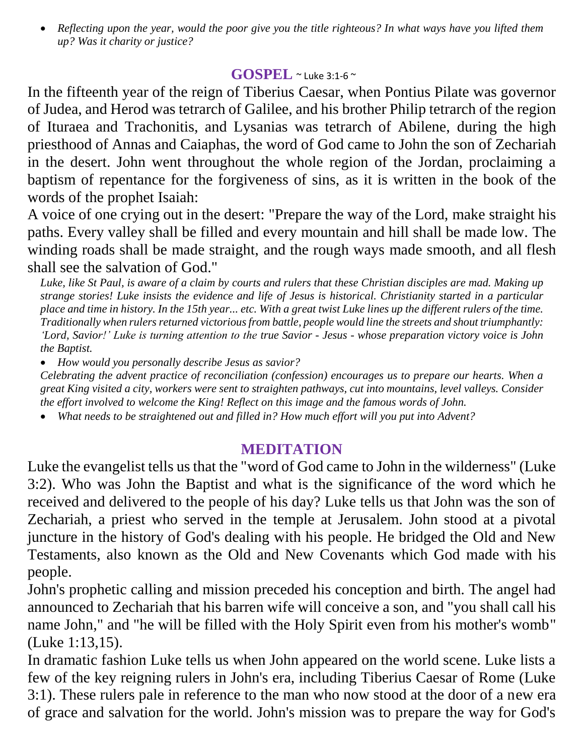- *Reflecting upon the year, would the poor give you the title righteous? In what ways have you lifted them up? Was it charity or justice?*

## GOSPEL ~ Luke 3:1-6 ~

In the fifteenth year of the reign of Tiberius Caesar, when Pontius Pilate was governor of Judea, and Herod was tetrarch of Galilee, and his brother Philip tetrarch of the region of Ituraea and Trachonitis, and Lysanias was tetrarch of Abilene, during the high priesthood of Annas and Caiaphas, the word of God came to John the son of Zechariah in the desert. John went throughout the whole region of the Jordan, proclaiming a baptism of repentance for the forgiveness of sins, as it is written in the book of the words of the prophet Isaiah:

A voice of one crying out in the desert: "Prepare the way of the Lord, make straight his paths. Every valley shall be filled and every mountain and hill shall be made low. The winding roads shall be made straight, and the rough ways made smooth, and all flesh shall see the salvation of God."

*Luke, like St Paul, is aware of a claim by courts and rulers that these Christian disciples are mad. Making up strange stories! Luke insists the evidence and life of Jesus is historical. Christianity started in a particular place and time in history. In the 15th year... etc. With a great twist Luke lines up the different rulers of the time. Traditionally when rulers returned victorious from battle, people would line the streets and shout triumphantly: 'Lord, Savior!' Luke is turning attention to the true Savior - Jesus - whose preparation victory voice is John the Baptist.*

- *How would you personally describe Jesus as savior?*

*Celebrating the advent practice of reconciliation (confession) encourages us to prepare our hearts. When a great King visited a city, workers were sent to straighten pathways, cut into mountains, level valleys. Consider the effort involved to welcome the King! Reflect on this image and the famous words of John.*

- *What needs to be straightened out and filled in? How much effort will you put into Advent?*

## MEDITATION

Luke the evangelist tells us that the "word of God came to John in the wilderness" (Luke 3:2). Who was John the Baptist and what is the significance of the word which he received and delivered to the people of his day? Luke tells us that John was the son of Zechariah, a priest who served in the temple at Jerusalem. John stood at a pivotal juncture in the history of God's dealing with his people. He bridged the Old and New Testaments, also known as the Old and New Covenants which God made with his people.

John's prophetic calling and mission preceded his conception and birth. The angel had announced to Zechariah that his barren wife will conceive a son, and "you shall call his name John," and "he will be filled with the Holy Spirit even from his mother's womb" (Luke 1:13,15).

In dramatic fashion Luke tells us when John appeared on the world scene. Luke lists a few of the key reigning rulers in John's era, including Tiberius Caesar of Rome (Luke 3:1). These rulers pale in reference to the man who now stood at the door of a new era of grace and salvation for the world. John's mission was to prepare the way for God's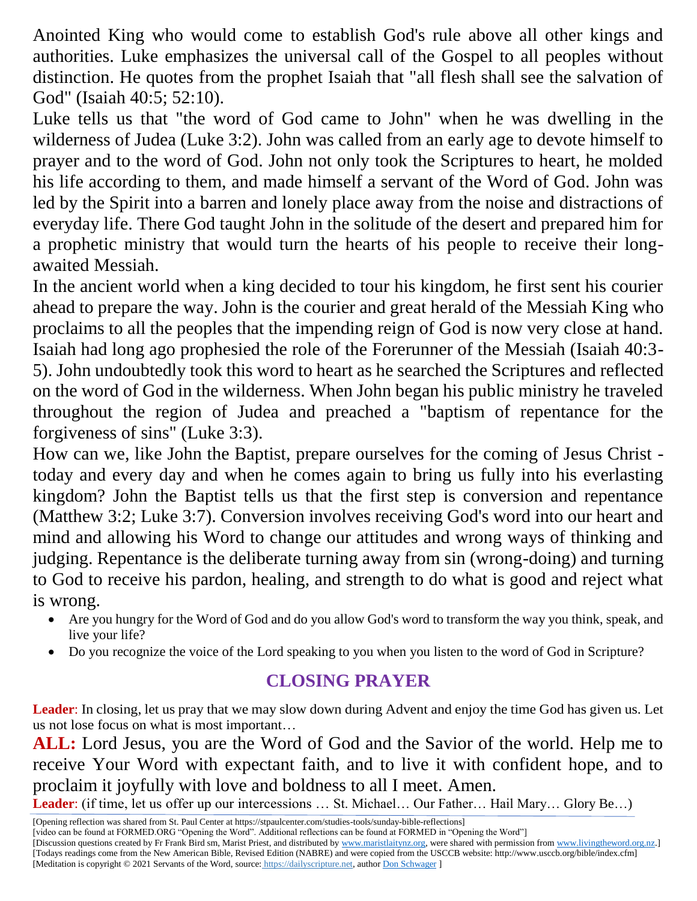Anointed King who would come to establish God's rule above all other kings and authorities. Luke emphasizes the universal call of the Gospel to all peoples without distinction. He quotes from the prophet Isaiah that "all flesh shall see the salvation of God" (Isaiah 40:5; 52:10).

Luke tells us that "the word of God came to John" when he was dwelling in the wilderness of Judea (Luke 3:2). John was called from an early age to devote himself to prayer and to the word of God. John not only took the Scriptures to heart, he molded his life according to them, and made himself a servant of the Word of God. John was led by the Spirit into a barren and lonely place away from the noise and distractions of everyday life. There God taught John in the solitude of the desert and prepared him for a prophetic ministry that would turn the hearts of his people to receive their long-awaited Messiah.

In the ancient world when a king decided to tour his kingdom, he first sent his courier ahead to prepare the way. John is the courier and great herald of the Messiah King who proclaims to all the peoples that the impending reign of God is now very close at hand. Isaiah had long ago prophesied the role of the Forerunner of the Messiah (Isaiah 40:3-5). John undoubtedly took this word to heart as he searched the Scriptures and reflected on the word of God in the wilderness. When John began his public ministry he traveled throughout the region of Judea and preached a "baptism of repentance for the forgiveness of sins" (Luke 3:3).

How can we, like John the Baptist, prepare ourselves for the coming of Jesus Christ - today and every day and when he comes again to bring us fully into his everlasting kingdom? John the Baptist tells us that the first step is conversion and repentance (Matthew 3:2; Luke 3:7). Conversion involves receiving God's word into our heart and mind and allowing his Word to change our attitudes and wrong ways of thinking and judging. Repentance is the deliberate turning away from sin (wrong-doing) and turning to God to receive his pardon, healing, and strength to do what is good and reject what is wrong.

- Are you hungry for the Word of God and do you allow God's word to transform the way you think, speak, and live your life?
- Do you recognize the voice of the Lord speaking to you when you listen to the word of God in Scripture?

## CLOSING PRAYER

**Leader**: In closing, let us pray that we may slow down during Advent and enjoy the time God has given us. Let us not lose focus on what is most important…

**ALL:** Lord Jesus, you are the Word of God and the Savior of the world. Help me to receive Your Word with expectant faith, and to live it with confident hope, and to proclaim it joyfully with love and boldness to all I meet. Amen.

**Leader**: (if time, let us offer up our intercessions … St. Michael… Our Father… Hail Mary… Glory Be…)

[Opening reflection was shared from St. Paul Center at https://stpaulcenter.com/studies-tools/sunday-bible-reflections]
[video can be found at FORMED.ORG "Opening the Word". Additional reflections can be found at FORMED in "Opening the Word"]
[Discussion questions created by Fr Frank Bird sm, Marist Priest, and distributed by www.maristlaitynz.org, were shared with permission from www.livingtheword.org.nz.]
[Todays readings come from the New American Bible, Revised Edition (NABRE) and were copied from the USCCB website: http://www.usccb.org/bible/index.cfm]
[Meditation is copyright © 2021 Servants of the Word, source: https://dailyscripture.net, author Don Schwager ]